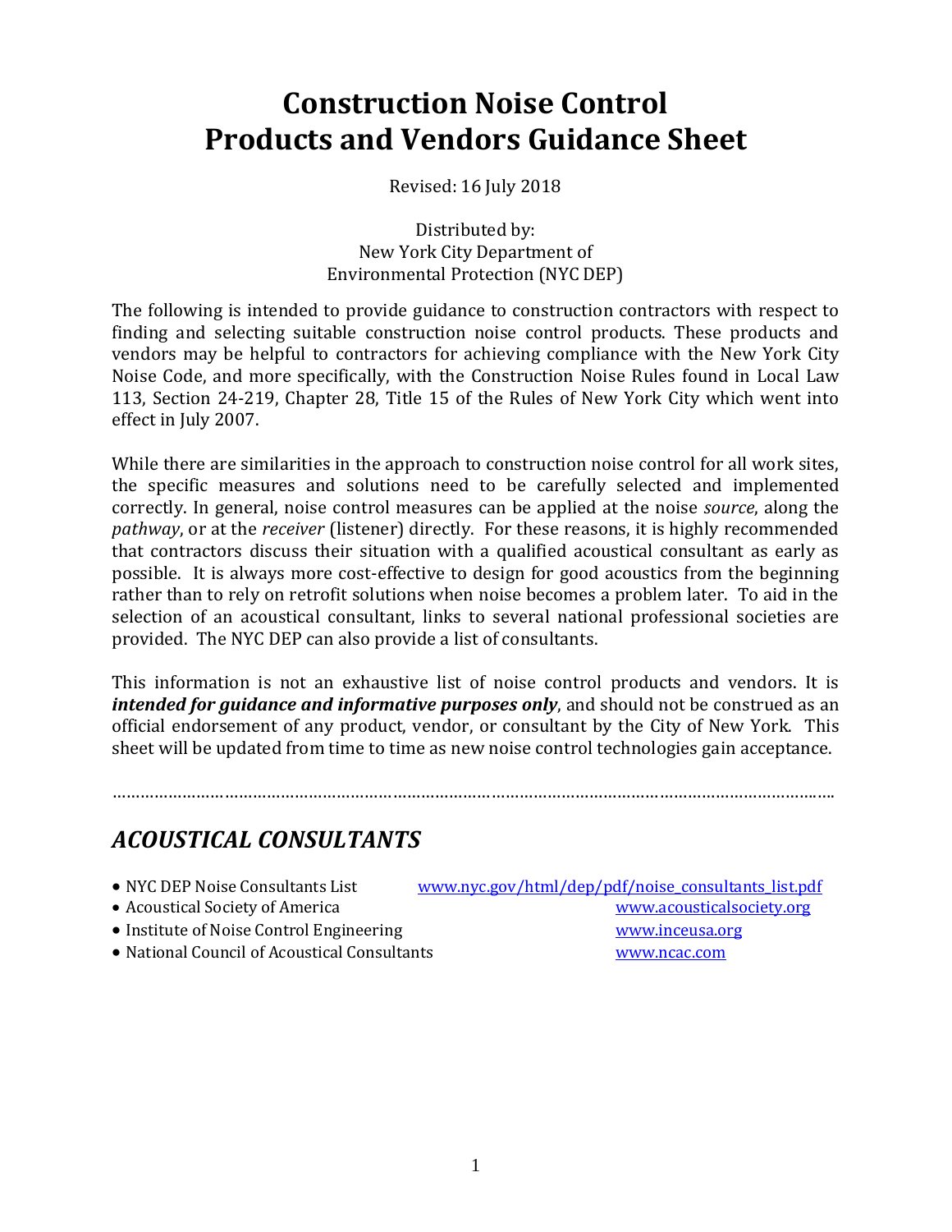# Construction Noise Control Products and Vendors Guidance Sheet

Revised: 16 July 2018

Distributed by:
New York City Department of
Environmental Protection (NYC DEP)

The following is intended to provide guidance to construction contractors with respect to finding and selecting suitable construction noise control products. These products and vendors may be helpful to contractors for achieving compliance with the New York City Noise Code, and more specifically, with the Construction Noise Rules found in Local Law 113, Section 24-219, Chapter 28, Title 15 of the Rules of New York City which went into effect in July 2007.

While there are similarities in the approach to construction noise control for all work sites, the specific measures and solutions need to be carefully selected and implemented correctly. In general, noise control measures can be applied at the noise *source*, along the *pathway*, or at the *receiver* (listener) directly. For these reasons, it is highly recommended that contractors discuss their situation with a qualified acoustical consultant as early as possible. It is always more cost-effective to design for good acoustics from the beginning rather than to rely on retrofit solutions when noise becomes a problem later. To aid in the selection of an acoustical consultant, links to several national professional societies are provided. The NYC DEP can also provide a list of consultants.

This information is not an exhaustive list of noise control products and vendors. It is ***intended for guidance and informative purposes only***, and should not be construed as an official endorsement of any product, vendor, or consultant by the City of New York. This sheet will be updated from time to time as new noise control technologies gain acceptance.

……………………………………………………………………………………………………………………………

## *ACOUSTICAL CONSULTANTS*

- NYC DEP Noise Consultants List — www.nyc.gov/html/dep/pdf/noise_consultants_list.pdf
- Acoustical Society of America — www.acousticalsociety.org
- Institute of Noise Control Engineering — www.inceusa.org
- National Council of Acoustical Consultants — www.ncac.com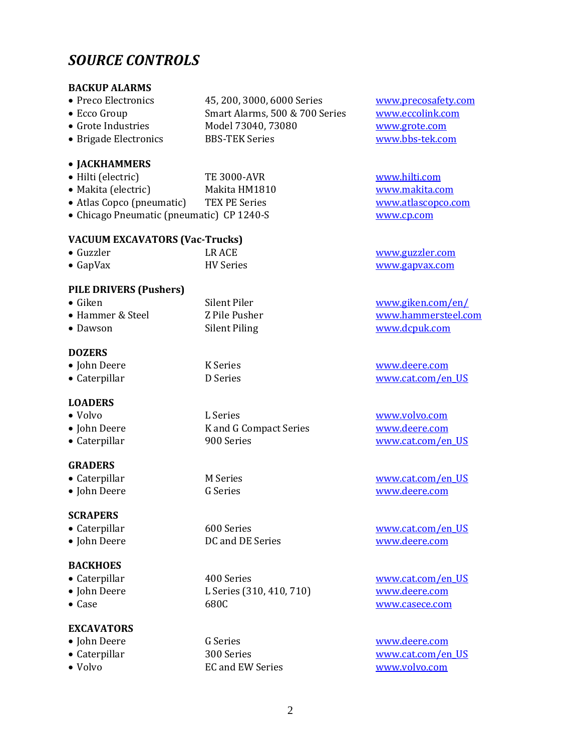## *SOURCE CONTROLS*

### BACKUP ALARMS

| | | |
|---|---|---|
| • Preco Electronics | 45, 200, 3000, 6000 Series | www.precosafety.com |
| • Ecco Group | Smart Alarms, 500 & 700 Series | www.eccolink.com |
| • Grote Industries | Model 73040, 73080 | www.grote.com |
| • Brigade Electronics | BBS-TEK Series | www.bbs-tek.com |

### • JACKHAMMERS

| | | |
|---|---|---|
| • Hilti (electric) | TE 3000-AVR | www.hilti.com |
| • Makita (electric) | Makita HM1810 | www.makita.com |
| • Atlas Copco (pneumatic) | TEX PE Series | www.atlascopco.com |
| • Chicago Pneumatic (pneumatic) | CP 1240-S | www.cp.com |

### VACUUM EXCAVATORS (Vac-Trucks)

| | | |
|---|---|---|
| • Guzzler | LR ACE | www.guzzler.com |
| • GapVax | HV Series | www.gapvax.com |

### PILE DRIVERS (Pushers)

| | | |
|---|---|---|
| • Giken | Silent Piler | www.giken.com/en/ |
| • Hammer & Steel | Z Pile Pusher | www.hammersteel.com |
| • Dawson | Silent Piling | www.dcpuk.com |

### DOZERS

| | | |
|---|---|---|
| • John Deere | K Series | www.deere.com |
| • Caterpillar | D Series | www.cat.com/en_US |

### LOADERS

| | | |
|---|---|---|
| • Volvo | L Series | www.volvo.com |
| • John Deere | K and G Compact Series | www.deere.com |
| • Caterpillar | 900 Series | www.cat.com/en_US |

### GRADERS

| | | |
|---|---|---|
| • Caterpillar | M Series | www.cat.com/en_US |
| • John Deere | G Series | www.deere.com |

### SCRAPERS

| | | |
|---|---|---|
| • Caterpillar | 600 Series | www.cat.com/en_US |
| • John Deere | DC and DE Series | www.deere.com |

### BACKHOES

| | | |
|---|---|---|
| • Caterpillar | 400 Series | www.cat.com/en_US |
| • John Deere | L Series (310, 410, 710) | www.deere.com |
| • Case | 680C | www.casece.com |

### EXCAVATORS

| | | |
|---|---|---|
| • John Deere | G Series | www.deere.com |
| • Caterpillar | 300 Series | www.cat.com/en_US |
| • Volvo | EC and EW Series | www.volvo.com |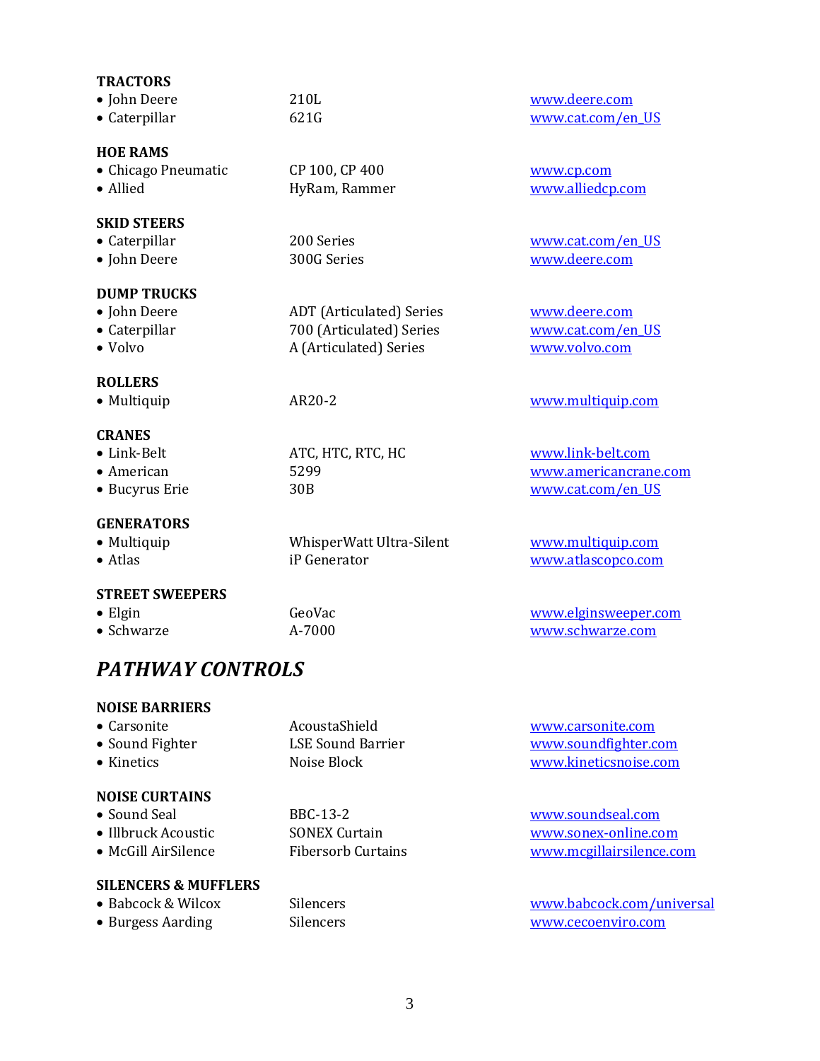**TRACTORS**

- John Deere — 210L — www.deere.com
- Caterpillar — 621G — www.cat.com/en_US

**HOE RAMS**

- Chicago Pneumatic — CP 100, CP 400 — www.cp.com
- Allied — HyRam, Rammer — www.alliedcp.com

**SKID STEERS**

- Caterpillar — 200 Series — www.cat.com/en_US
- John Deere — 300G Series — www.deere.com

**DUMP TRUCKS**

- John Deere — ADT (Articulated) Series — www.deere.com
- Caterpillar — 700 (Articulated) Series — www.cat.com/en_US
- Volvo — A (Articulated) Series — www.volvo.com

**ROLLERS**

- Multiquip — AR20-2 — www.multiquip.com

**CRANES**

- Link-Belt — ATC, HTC, RTC, HC — www.link-belt.com
- American — 5299 — www.americancrane.com
- Bucyrus Erie — 30B — www.cat.com/en_US

**GENERATORS**

- Multiquip — WhisperWatt Ultra-Silent — www.multiquip.com
- Atlas — iP Generator — www.atlascopco.com

**STREET SWEEPERS**

- Elgin — GeoVac — www.elginsweeper.com
- Schwarze — A-7000 — www.schwarze.com

## *PATHWAY CONTROLS*

**NOISE BARRIERS**

- Carsonite — AcoustaShield — www.carsonite.com
- Sound Fighter — LSE Sound Barrier — www.soundfighter.com
- Kinetics — Noise Block — www.kineticsnoise.com

**NOISE CURTAINS**

- Sound Seal — BBC-13-2 — www.soundseal.com
- Illbruck Acoustic — SONEX Curtain — www.sonex-online.com
- McGill AirSilence — Fibersorb Curtains — www.mcgillairsilence.com

**SILENCERS & MUFFLERS**

- Babcock & Wilcox — Silencers — www.babcock.com/universal
- Burgess Aarding — Silencers — www.cecoenviro.com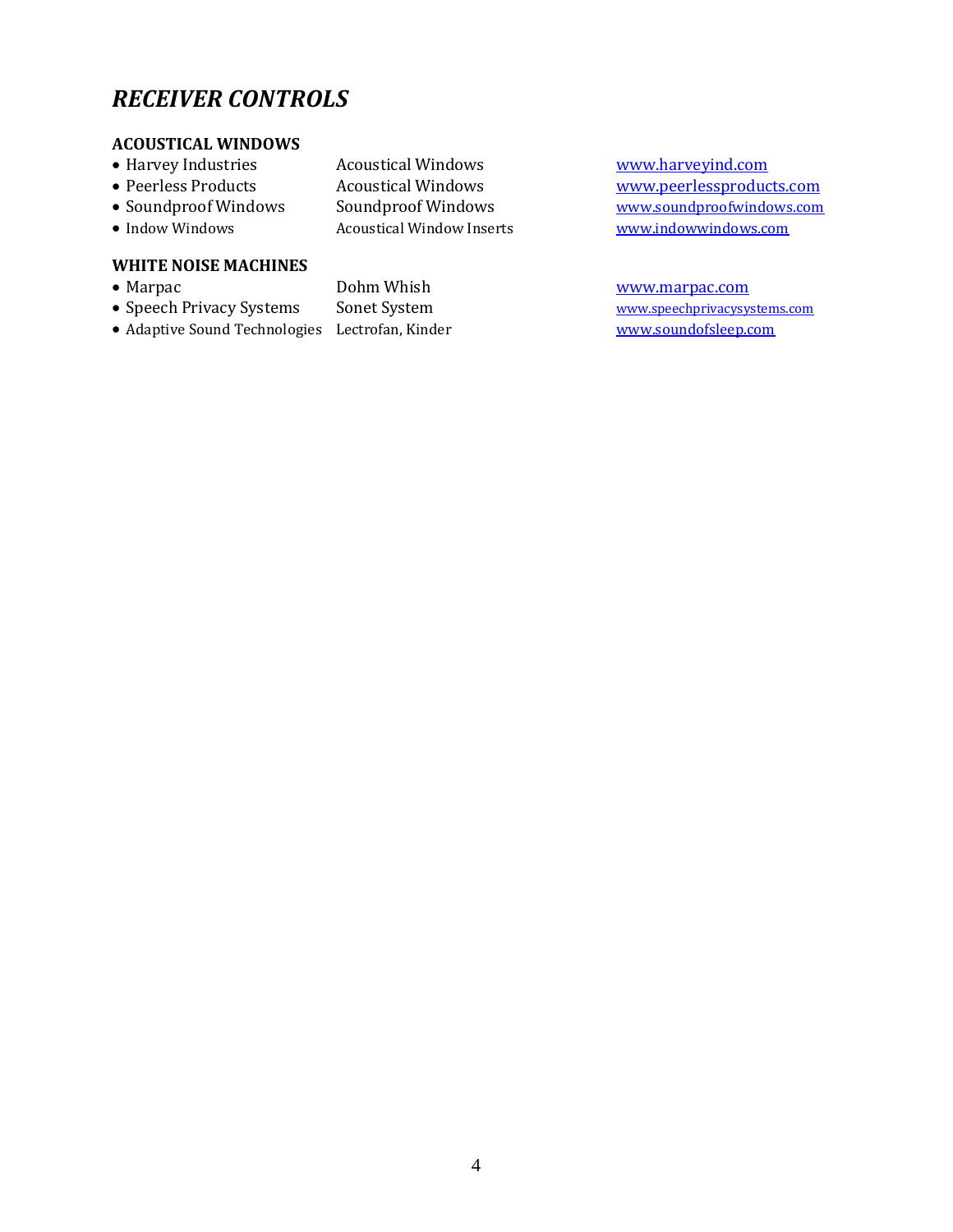# *RECEIVER CONTROLS*

**ACOUSTICAL WINDOWS**

| | | |
|---|---|---|
| • Harvey Industries | Acoustical Windows | www.harveyind.com |
| • Peerless Products | Acoustical Windows | www.peerlessproducts.com |
| • Soundproof Windows | Soundproof Windows | www.soundproofwindows.com |
| • Indow Windows | Acoustical Window Inserts | www.indowwindows.com |

**WHITE NOISE MACHINES**

| | | |
|---|---|---|
| • Marpac | Dohm Whish | www.marpac.com |
| • Speech Privacy Systems | Sonet System | www.speechprivacysystems.com |
| • Adaptive Sound Technologies | Lectrofan, Kinder | www.soundofsleep.com |